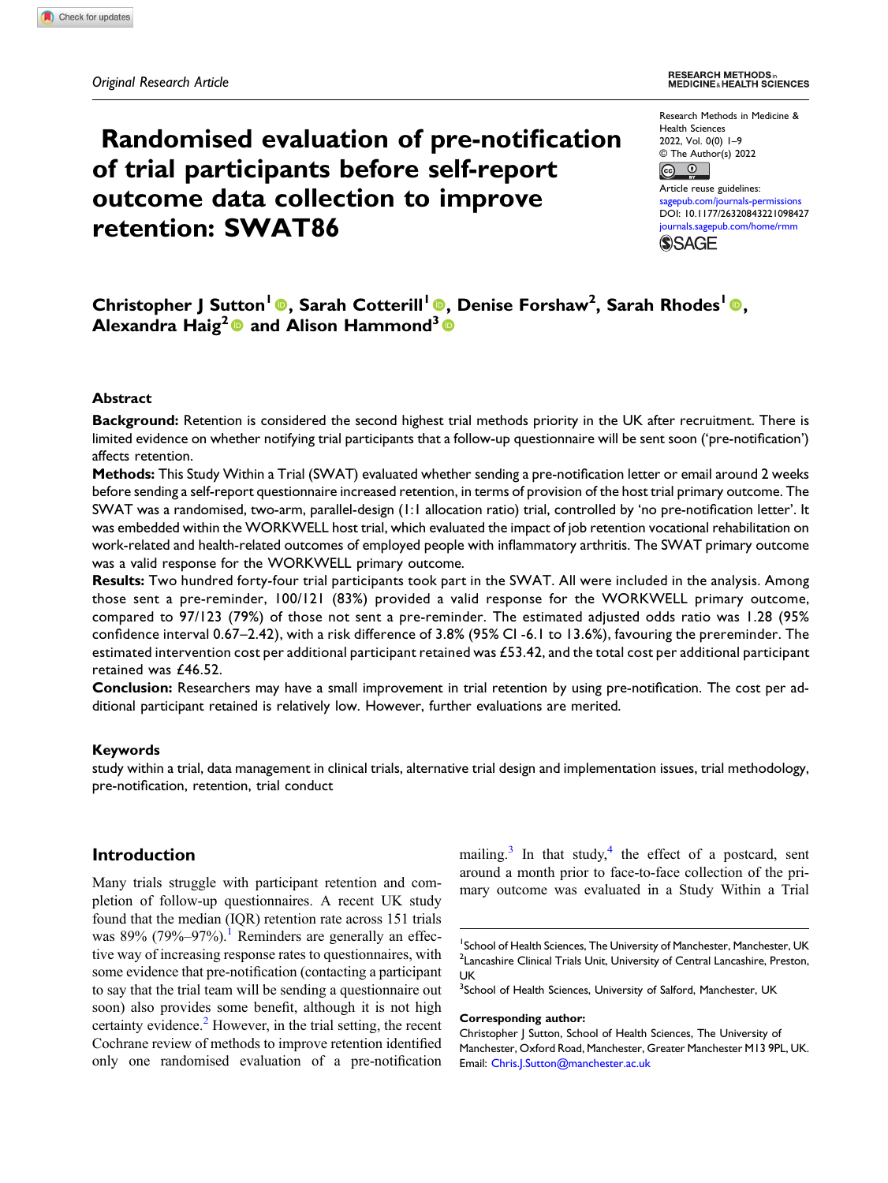Original Research Article

# Randomised evaluation of pre-notification of trial participants before self-report outcome data collection to improve retention: SWAT86

Christopher J Sutton[1], Sarah Cotterill[1], Denise Forshaw[2], Sarah Rhodes[1], Alexandra Haig[2] and Alison Hammond[3]

## Abstract

**Background:** Retention is considered the second highest trial methods priority in the UK after recruitment. There is limited evidence on whether notifying trial participants that a follow-up questionnaire will be sent soon ('pre-notification') affects retention.

**Methods:** This Study Within a Trial (SWAT) evaluated whether sending a pre-notification letter or email around 2 weeks before sending a self-report questionnaire increased retention, in terms of provision of the host trial primary outcome. The SWAT was a randomised, two-arm, parallel-design (1:1 allocation ratio) trial, controlled by 'no pre-notification letter'. It was embedded within the WORKWELL host trial, which evaluated the impact of job retention vocational rehabilitation on work-related and health-related outcomes of employed people with inflammatory arthritis. The SWAT primary outcome was a valid response for the WORKWELL primary outcome.

**Results:** Two hundred forty-four trial participants took part in the SWAT. All were included in the analysis. Among those sent a pre-reminder, 100/121 (83%) provided a valid response for the WORKWELL primary outcome, compared to 97/123 (79%) of those not sent a pre-reminder. The estimated adjusted odds ratio was 1.28 (95% confidence interval 0.67–2.42), with a risk difference of 3.8% (95% CI -6.1 to 13.6%), favouring the prereminder. The estimated intervention cost per additional participant retained was £53.42, and the total cost per additional participant retained was £46.52.

**Conclusion:** Researchers may have a small improvement in trial retention by using pre-notification. The cost per additional participant retained is relatively low. However, further evaluations are merited.

### Keywords

study within a trial, data management in clinical trials, alternative trial design and implementation issues, trial methodology, pre-notification, retention, trial conduct

## Introduction

Many trials struggle with participant retention and completion of follow-up questionnaires. A recent UK study found that the median (IQR) retention rate across 151 trials was 89% (79%–97%).[1] Reminders are generally an effective way of increasing response rates to questionnaires, with some evidence that pre-notification (contacting a participant to say that the trial team will be sending a questionnaire out soon) also provides some benefit, although it is not high certainty evidence.[2] However, in the trial setting, the recent Cochrane review of methods to improve retention identified only one randomised evaluation of a pre-notification mailing.[3] In that study,[4] the effect of a postcard, sent around a month prior to face-to-face collection of the primary outcome was evaluated in a Study Within a Trial

---

[1]School of Health Sciences, The University of Manchester, Manchester, UK
[2]Lancashire Clinical Trials Unit, University of Central Lancashire, Preston, UK
[3]School of Health Sciences, University of Salford, Manchester, UK

**Corresponding author:**
Christopher J Sutton, School of Health Sciences, The University of Manchester, Oxford Road, Manchester, Greater Manchester M13 9PL, UK.
Email: Chris.J.Sutton@manchester.ac.uk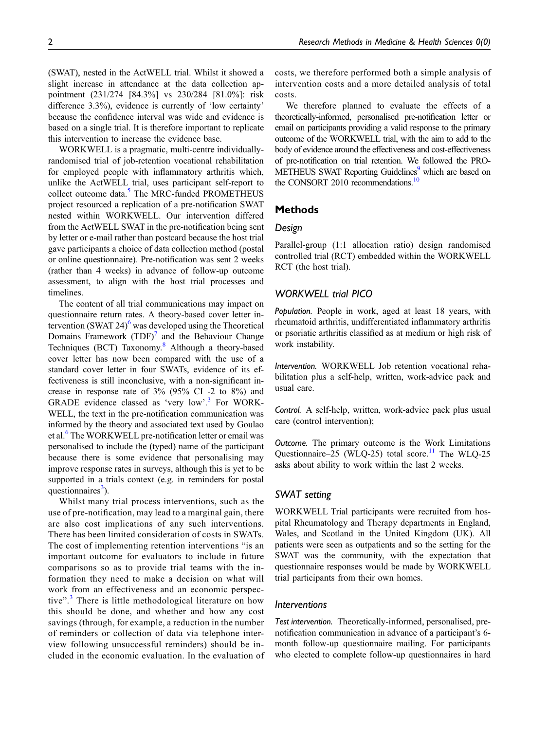(SWAT), nested in the ActWELL trial. Whilst it showed a slight increase in attendance at the data collection appointment (231/274 [84.3%] vs 230/284 [81.0%]: risk difference 3.3%), evidence is currently of 'low certainty' because the confidence interval was wide and evidence is based on a single trial. It is therefore important to replicate this intervention to increase the evidence base.

WORKWELL is a pragmatic, multi-centre individually-randomised trial of job-retention vocational rehabilitation for employed people with inflammatory arthritis which, unlike the ActWELL trial, uses participant self-report to collect outcome data.[5] The MRC-funded PROMETHEUS project resourced a replication of a pre-notification SWAT nested within WORKWELL. Our intervention differed from the ActWELL SWAT in the pre-notification being sent by letter or e-mail rather than postcard because the host trial gave participants a choice of data collection method (postal or online questionnaire). Pre-notification was sent 2 weeks (rather than 4 weeks) in advance of follow-up outcome assessment, to align with the host trial processes and timelines.

The content of all trial communications may impact on questionnaire return rates. A theory-based cover letter intervention (SWAT 24)[6] was developed using the Theoretical Domains Framework (TDF)[7] and the Behaviour Change Techniques (BCT) Taxonomy.[8] Although a theory-based cover letter has now been compared with the use of a standard cover letter in four SWATs, evidence of its effectiveness is still inconclusive, with a non-significant increase in response rate of 3% (95% CI -2 to 8%) and GRADE evidence classed as 'very low'.[3] For WORKWELL, the text in the pre-notification communication was informed by the theory and associated text used by Goulao et al.[6] The WORKWELL pre-notification letter or email was personalised to include the (typed) name of the participant because there is some evidence that personalising may improve response rates in surveys, although this is yet to be supported in a trials context (e.g. in reminders for postal questionnaires[3]).

Whilst many trial process interventions, such as the use of pre-notification, may lead to a marginal gain, there are also cost implications of any such interventions. There has been limited consideration of costs in SWATs. The cost of implementing retention interventions "is an important outcome for evaluators to include in future comparisons so as to provide trial teams with the information they need to make a decision on what will work from an effectiveness and an economic perspective".[3] There is little methodological literature on how this should be done, and whether and how any cost savings (through, for example, a reduction in the number of reminders or collection of data via telephone interview following unsuccessful reminders) should be included in the economic evaluation. In the evaluation of costs, we therefore performed both a simple analysis of intervention costs and a more detailed analysis of total costs.

We therefore planned to evaluate the effects of a theoretically-informed, personalised pre-notification letter or email on participants providing a valid response to the primary outcome of the WORKWELL trial, with the aim to add to the body of evidence around the effectiveness and cost-effectiveness of pre-notification on trial retention. We followed the PROMETHEUS SWAT Reporting Guidelines[9] which are based on the CONSORT 2010 recommendations.[10]

## Methods

### Design

Parallel-group (1:1 allocation ratio) design randomised controlled trial (RCT) embedded within the WORKWELL RCT (the host trial).

### WORKWELL trial PICO

*Population.* People in work, aged at least 18 years, with rheumatoid arthritis, undifferentiated inflammatory arthritis or psoriatic arthritis classified as at medium or high risk of work instability.

*Intervention.* WORKWELL Job retention vocational rehabilitation plus a self-help, written, work-advice pack and usual care.

*Control.* A self-help, written, work-advice pack plus usual care (control intervention);

*Outcome.* The primary outcome is the Work Limitations Questionnaire–25 (WLQ-25) total score.[11] The WLQ-25 asks about ability to work within the last 2 weeks.

### SWAT setting

WORKWELL Trial participants were recruited from hospital Rheumatology and Therapy departments in England, Wales, and Scotland in the United Kingdom (UK). All patients were seen as outpatients and so the setting for the SWAT was the community, with the expectation that questionnaire responses would be made by WORKWELL trial participants from their own homes.

### Interventions

*Test intervention.* Theoretically-informed, personalised, pre-notification communication in advance of a participant's 6-month follow-up questionnaire mailing. For participants who elected to complete follow-up questionnaires in hard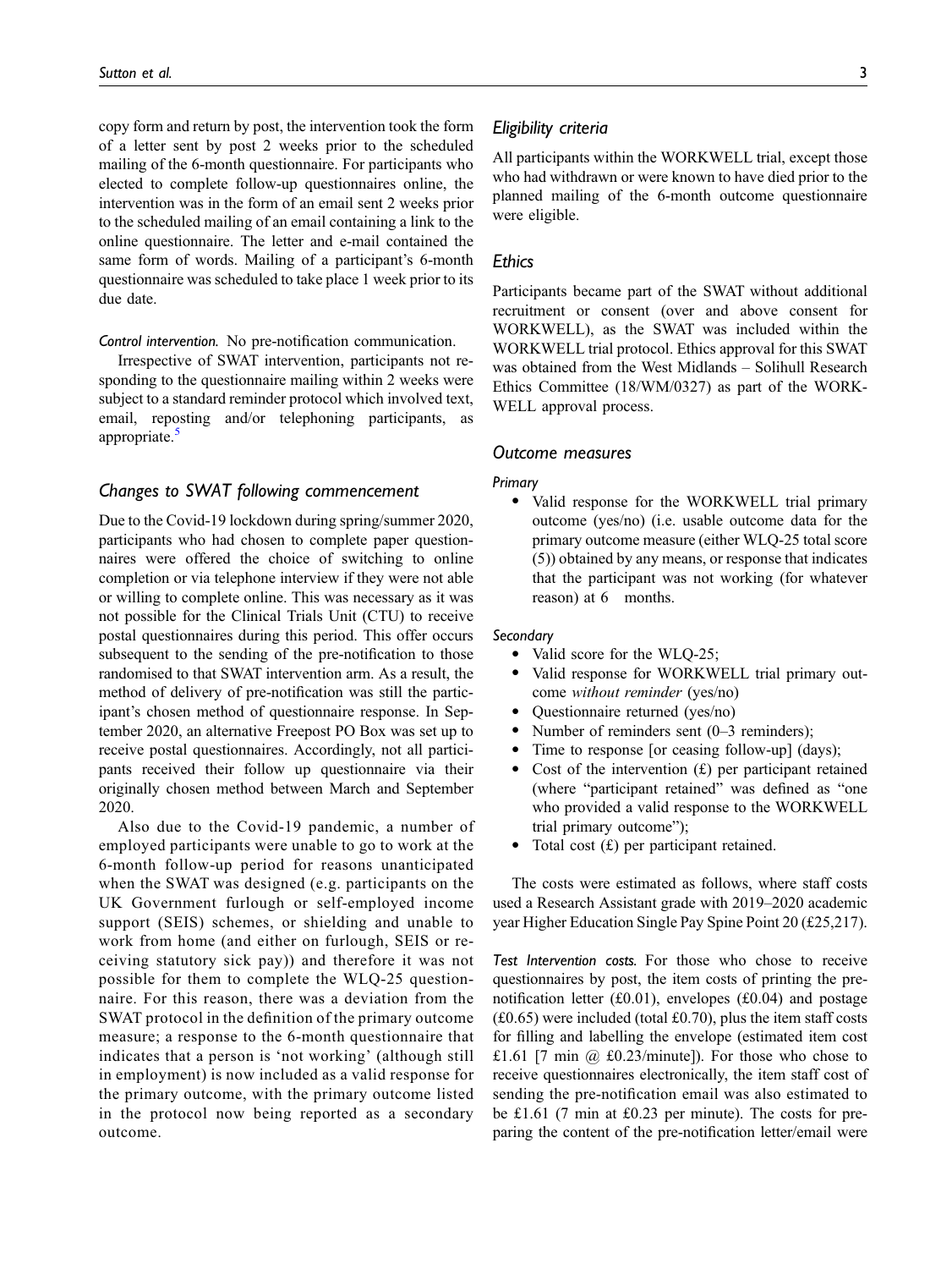copy form and return by post, the intervention took the form of a letter sent by post 2 weeks prior to the scheduled mailing of the 6-month questionnaire. For participants who elected to complete follow-up questionnaires online, the intervention was in the form of an email sent 2 weeks prior to the scheduled mailing of an email containing a link to the online questionnaire. The letter and e-mail contained the same form of words. Mailing of a participant's 6-month questionnaire was scheduled to take place 1 week prior to its due date.

*Control intervention.* No pre-notification communication.

Irrespective of SWAT intervention, participants not responding to the questionnaire mailing within 2 weeks were subject to a standard reminder protocol which involved text, email, reposting and/or telephoning participants, as appropriate.[5]

## Changes to SWAT following commencement

Due to the Covid-19 lockdown during spring/summer 2020, participants who had chosen to complete paper questionnaires were offered the choice of switching to online completion or via telephone interview if they were not able or willing to complete online. This was necessary as it was not possible for the Clinical Trials Unit (CTU) to receive postal questionnaires during this period. This offer occurs subsequent to the sending of the pre-notification to those randomised to that SWAT intervention arm. As a result, the method of delivery of pre-notification was still the participant's chosen method of questionnaire response. In September 2020, an alternative Freepost PO Box was set up to receive postal questionnaires. Accordingly, not all participants received their follow up questionnaire via their originally chosen method between March and September 2020.

Also due to the Covid-19 pandemic, a number of employed participants were unable to go to work at the 6-month follow-up period for reasons unanticipated when the SWAT was designed (e.g. participants on the UK Government furlough or self-employed income support (SEIS) schemes, or shielding and unable to work from home (and either on furlough, SEIS or receiving statutory sick pay)) and therefore it was not possible for them to complete the WLQ-25 questionnaire. For this reason, there was a deviation from the SWAT protocol in the definition of the primary outcome measure; a response to the 6-month questionnaire that indicates that a person is 'not working' (although still in employment) is now included as a valid response for the primary outcome, with the primary outcome listed in the protocol now being reported as a secondary outcome.

## Eligibility criteria

All participants within the WORKWELL trial, except those who had withdrawn or were known to have died prior to the planned mailing of the 6-month outcome questionnaire were eligible.

## Ethics

Participants became part of the SWAT without additional recruitment or consent (over and above consent for WORKWELL), as the SWAT was included within the WORKWELL trial protocol. Ethics approval for this SWAT was obtained from the West Midlands – Solihull Research Ethics Committee (18/WM/0327) as part of the WORKWELL approval process.

## Outcome measures

### Primary

- Valid response for the WORKWELL trial primary outcome (yes/no) (i.e. usable outcome data for the primary outcome measure (either WLQ-25 total score (5)) obtained by any means, or response that indicates that the participant was not working (for whatever reason) at 6 months.

### Secondary

- Valid score for the WLQ-25;
- Valid response for WORKWELL trial primary outcome *without reminder* (yes/no)
- Questionnaire returned (yes/no)
- Number of reminders sent (0–3 reminders);
- Time to response [or ceasing follow-up] (days);
- Cost of the intervention (£) per participant retained (where "participant retained" was defined as "one who provided a valid response to the WORKWELL trial primary outcome");
- Total cost (£) per participant retained.

The costs were estimated as follows, where staff costs used a Research Assistant grade with 2019–2020 academic year Higher Education Single Pay Spine Point 20 (£25,217).

*Test Intervention costs.* For those who chose to receive questionnaires by post, the item costs of printing the pre-notification letter (£0.01), envelopes (£0.04) and postage (£0.65) were included (total £0.70), plus the item staff costs for filling and labelling the envelope (estimated item cost £1.61 [7 min @ £0.23/minute]). For those who chose to receive questionnaires electronically, the item staff cost of sending the pre-notification email was also estimated to be £1.61 (7 min at £0.23 per minute). The costs for preparing the content of the pre-notification letter/email were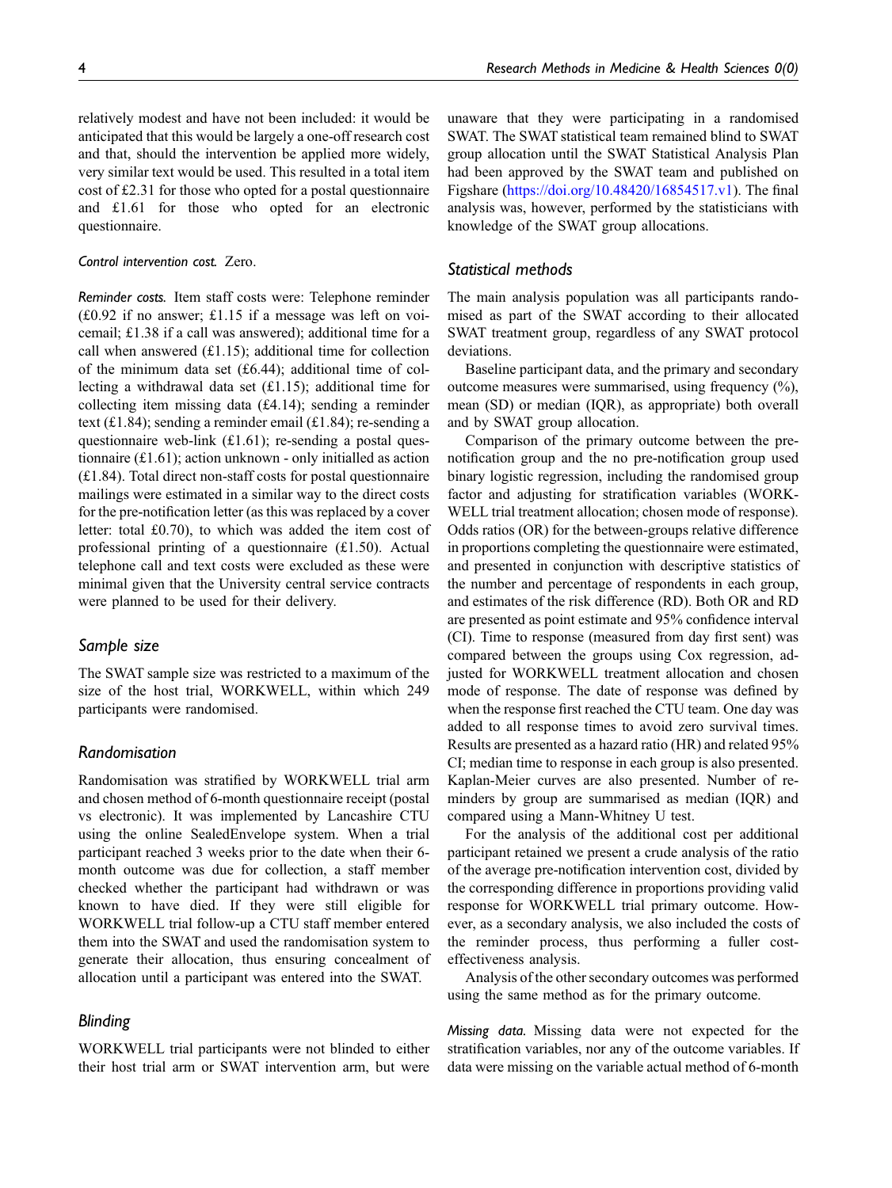relatively modest and have not been included: it would be anticipated that this would be largely a one-off research cost and that, should the intervention be applied more widely, very similar text would be used. This resulted in a total item cost of £2.31 for those who opted for a postal questionnaire and £1.61 for those who opted for an electronic questionnaire.

*Control intervention cost.* Zero.

*Reminder costs.* Item staff costs were: Telephone reminder (£0.92 if no answer; £1.15 if a message was left on voicemail; £1.38 if a call was answered); additional time for a call when answered (£1.15); additional time for collection of the minimum data set (£6.44); additional time of collecting a withdrawal data set (£1.15); additional time for collecting item missing data (£4.14); sending a reminder text (£1.84); sending a reminder email (£1.84); re-sending a questionnaire web-link (£1.61); re-sending a postal questionnaire (£1.61); action unknown - only initialled as action (£1.84). Total direct non-staff costs for postal questionnaire mailings were estimated in a similar way to the direct costs for the pre-notification letter (as this was replaced by a cover letter: total £0.70), to which was added the item cost of professional printing of a questionnaire (£1.50). Actual telephone call and text costs were excluded as these were minimal given that the University central service contracts were planned to be used for their delivery.

## Sample size

The SWAT sample size was restricted to a maximum of the size of the host trial, WORKWELL, within which 249 participants were randomised.

## Randomisation

Randomisation was stratified by WORKWELL trial arm and chosen method of 6-month questionnaire receipt (postal vs electronic). It was implemented by Lancashire CTU using the online SealedEnvelope system. When a trial participant reached 3 weeks prior to the date when their 6-month outcome was due for collection, a staff member checked whether the participant had withdrawn or was known to have died. If they were still eligible for WORKWELL trial follow-up a CTU staff member entered them into the SWAT and used the randomisation system to generate their allocation, thus ensuring concealment of allocation until a participant was entered into the SWAT.

## Blinding

WORKWELL trial participants were not blinded to either their host trial arm or SWAT intervention arm, but were unaware that they were participating in a randomised SWAT. The SWAT statistical team remained blind to SWAT group allocation until the SWAT Statistical Analysis Plan had been approved by the SWAT team and published on Figshare (https://doi.org/10.48420/16854517.v1). The final analysis was, however, performed by the statisticians with knowledge of the SWAT group allocations.

## Statistical methods

The main analysis population was all participants randomised as part of the SWAT according to their allocated SWAT treatment group, regardless of any SWAT protocol deviations.

Baseline participant data, and the primary and secondary outcome measures were summarised, using frequency (%), mean (SD) or median (IQR), as appropriate) both overall and by SWAT group allocation.

Comparison of the primary outcome between the pre-notification group and the no pre-notification group used binary logistic regression, including the randomised group factor and adjusting for stratification variables (WORKWELL trial treatment allocation; chosen mode of response). Odds ratios (OR) for the between-groups relative difference in proportions completing the questionnaire were estimated, and presented in conjunction with descriptive statistics of the number and percentage of respondents in each group, and estimates of the risk difference (RD). Both OR and RD are presented as point estimate and 95% confidence interval (CI). Time to response (measured from day first sent) was compared between the groups using Cox regression, adjusted for WORKWELL treatment allocation and chosen mode of response. The date of response was defined by when the response first reached the CTU team. One day was added to all response times to avoid zero survival times. Results are presented as a hazard ratio (HR) and related 95% CI; median time to response in each group is also presented. Kaplan-Meier curves are also presented. Number of reminders by group are summarised as median (IQR) and compared using a Mann-Whitney U test.

For the analysis of the additional cost per additional participant retained we present a crude analysis of the ratio of the average pre-notification intervention cost, divided by the corresponding difference in proportions providing valid response for WORKWELL trial primary outcome. However, as a secondary analysis, we also included the costs of the reminder process, thus performing a fuller cost-effectiveness analysis.

Analysis of the other secondary outcomes was performed using the same method as for the primary outcome.

*Missing data.* Missing data were not expected for the stratification variables, nor any of the outcome variables. If data were missing on the variable actual method of 6-month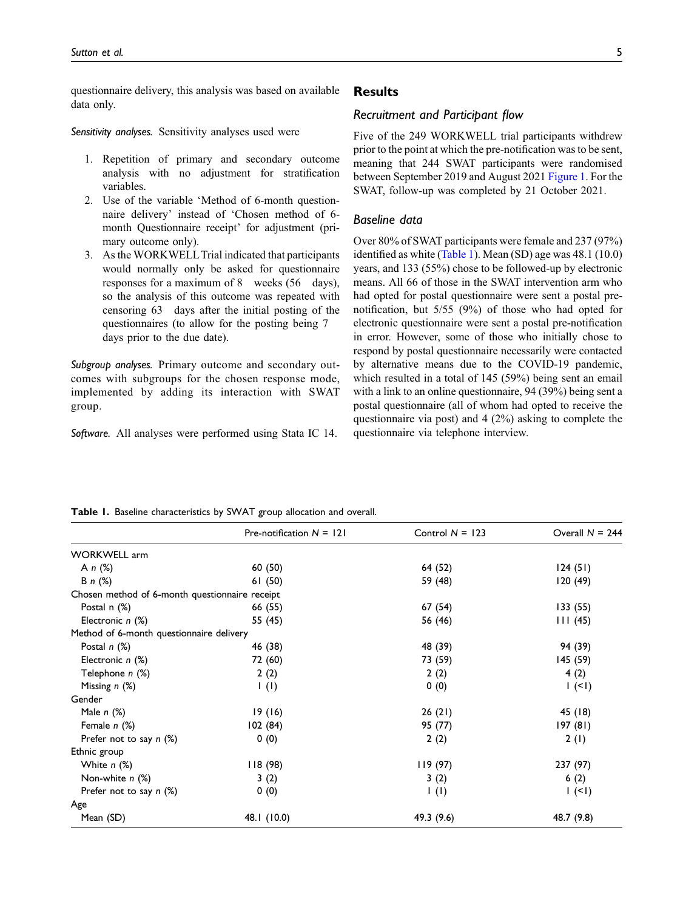questionnaire delivery, this analysis was based on available data only.

*Sensitivity analyses.* Sensitivity analyses used were

1. Repetition of primary and secondary outcome analysis with no adjustment for stratification variables.
2. Use of the variable 'Method of 6-month questionnaire delivery' instead of 'Chosen method of 6-month Questionnaire receipt' for adjustment (primary outcome only).
3. As the WORKWELL Trial indicated that participants would normally only be asked for questionnaire responses for a maximum of 8 weeks (56 days), so the analysis of this outcome was repeated with censoring 63 days after the initial posting of the questionnaires (to allow for the posting being 7 days prior to the due date).

*Subgroup analyses.* Primary outcome and secondary outcomes with subgroups for the chosen response mode, implemented by adding its interaction with SWAT group.

*Software.* All analyses were performed using Stata IC 14.

## Results

### Recruitment and Participant flow

Five of the 249 WORKWELL trial participants withdrew prior to the point at which the pre-notification was to be sent, meaning that 244 SWAT participants were randomised between September 2019 and August 2021 Figure 1. For the SWAT, follow-up was completed by 21 October 2021.

### Baseline data

Over 80% of SWAT participants were female and 237 (97%) identified as white (Table 1). Mean (SD) age was 48.1 (10.0) years, and 133 (55%) chose to be followed-up by electronic means. All 66 of those in the SWAT intervention arm who had opted for postal questionnaire were sent a postal pre-notification, but 5/55 (9%) of those who had opted for electronic questionnaire were sent a postal pre-notification in error. However, some of those who initially chose to respond by postal questionnaire necessarily were contacted by alternative means due to the COVID-19 pandemic, which resulted in a total of 145 (59%) being sent an email with a link to an online questionnaire, 94 (39%) being sent a postal questionnaire (all of whom had opted to receive the questionnaire via post) and 4 (2%) asking to complete the questionnaire via telephone interview.

**Table 1.** Baseline characteristics by SWAT group allocation and overall.

| | Pre-notification $N$ = 121 | Control $N$ = 123 | Overall $N$ = 244 |
|---|---|---|---|
| WORKWELL arm | | | |
| A *n* (%) | 60 (50) | 64 (52) | 124 (51) |
| B *n* (%) | 61 (50) | 59 (48) | 120 (49) |
| Chosen method of 6-month questionnaire receipt | | | |
| Postal n (%) | 66 (55) | 67 (54) | 133 (55) |
| Electronic *n* (%) | 55 (45) | 56 (46) | 111 (45) |
| Method of 6-month questionnaire delivery | | | |
| Postal *n* (%) | 46 (38) | 48 (39) | 94 (39) |
| Electronic *n* (%) | 72 (60) | 73 (59) | 145 (59) |
| Telephone *n* (%) | 2 (2) | 2 (2) | 4 (2) |
| Missing *n* (%) | 1 (1) | 0 (0) | 1 (<1) |
| Gender | | | |
| Male *n* (%) | 19 (16) | 26 (21) | 45 (18) |
| Female *n* (%) | 102 (84) | 95 (77) | 197 (81) |
| Prefer not to say *n* (%) | 0 (0) | 2 (2) | 2 (1) |
| Ethnic group | | | |
| White *n* (%) | 118 (98) | 119 (97) | 237 (97) |
| Non-white *n* (%) | 3 (2) | 3 (2) | 6 (2) |
| Prefer not to say *n* (%) | 0 (0) | 1 (1) | 1 (<1) |
| Age | | | |
| Mean (SD) | 48.1 (10.0) | 49.3 (9.6) | 48.7 (9.8) |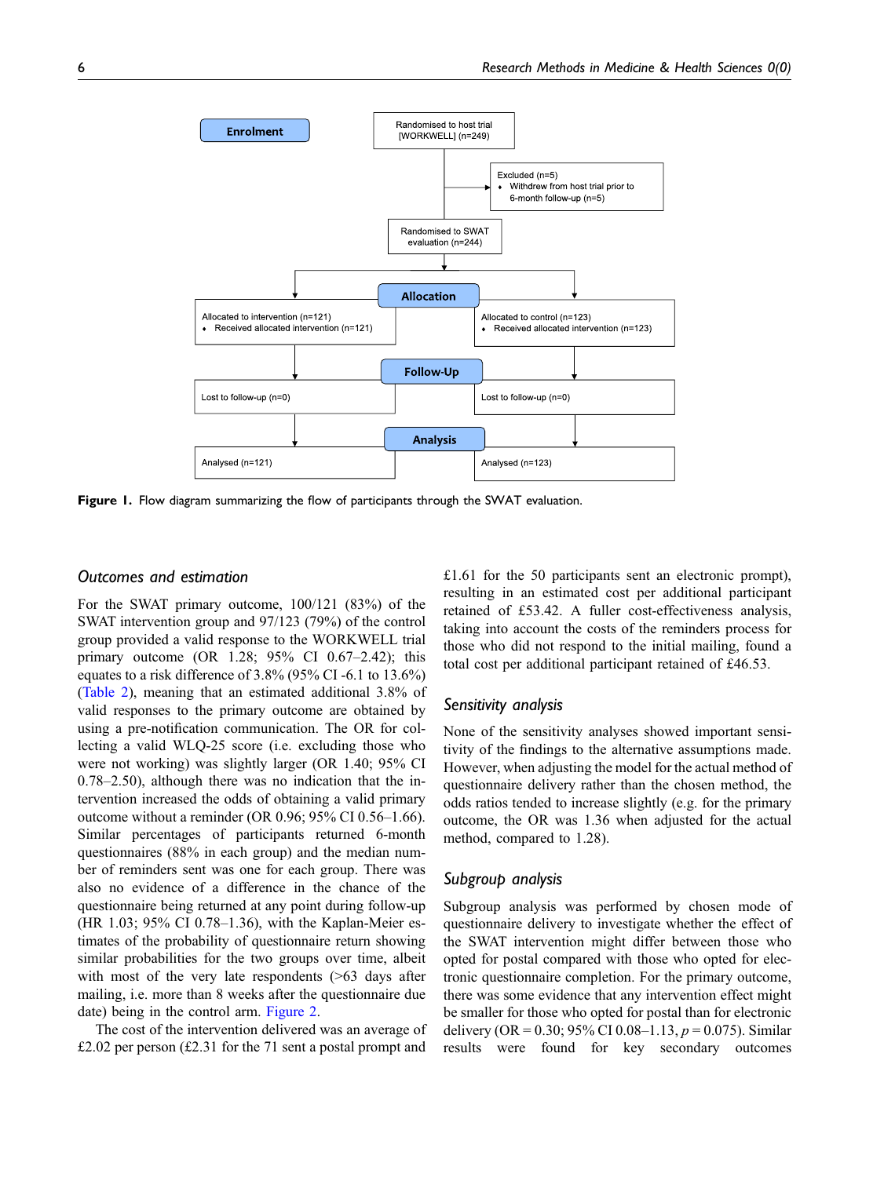Enrolment

Randomised to host trial [WORKWELL] (n=249)

Excluded (n=5)
- Withdrew from host trial prior to 6-month follow-up (n=5)

Randomised to SWAT evaluation (n=244)

Allocation

Allocated to intervention (n=121)
- Received allocated intervention (n=121)

Allocated to control (n=123)
- Received allocated intervention (n=123)

Follow-Up

Lost to follow-up (n=0)

Lost to follow-up (n=0)

Analysis

Analysed (n=121)

Analysed (n=123)

**Figure 1.** Flow diagram summarizing the flow of participants through the SWAT evaluation.

### *Outcomes and estimation*

For the SWAT primary outcome, 100/121 (83%) of the SWAT intervention group and 97/123 (79%) of the control group provided a valid response to the WORKWELL trial primary outcome (OR 1.28; 95% CI 0.67–2.42); this equates to a risk difference of 3.8% (95% CI -6.1 to 13.6%) (Table 2), meaning that an estimated additional 3.8% of valid responses to the primary outcome are obtained by using a pre-notification communication. The OR for collecting a valid WLQ-25 score (i.e. excluding those who were not working) was slightly larger (OR 1.40; 95% CI 0.78–2.50), although there was no indication that the intervention increased the odds of obtaining a valid primary outcome without a reminder (OR 0.96; 95% CI 0.56–1.66). Similar percentages of participants returned 6-month questionnaires (88% in each group) and the median number of reminders sent was one for each group. There was also no evidence of a difference in the chance of the questionnaire being returned at any point during follow-up (HR 1.03; 95% CI 0.78–1.36), with the Kaplan-Meier estimates of the probability of questionnaire return showing similar probabilities for the two groups over time, albeit with most of the very late respondents (>63 days after mailing, i.e. more than 8 weeks after the questionnaire due date) being in the control arm. Figure 2.

The cost of the intervention delivered was an average of £2.02 per person (£2.31 for the 71 sent a postal prompt and £1.61 for the 50 participants sent an electronic prompt), resulting in an estimated cost per additional participant retained of £53.42. A fuller cost-effectiveness analysis, taking into account the costs of the reminders process for those who did not respond to the initial mailing, found a total cost per additional participant retained of £46.53.

### *Sensitivity analysis*

None of the sensitivity analyses showed important sensitivity of the findings to the alternative assumptions made. However, when adjusting the model for the actual method of questionnaire delivery rather than the chosen method, the odds ratios tended to increase slightly (e.g. for the primary outcome, the OR was 1.36 when adjusted for the actual method, compared to 1.28).

### *Subgroup analysis*

Subgroup analysis was performed by chosen mode of questionnaire delivery to investigate whether the effect of the SWAT intervention might differ between those who opted for postal compared with those who opted for electronic questionnaire completion. For the primary outcome, there was some evidence that any intervention effect might be smaller for those who opted for postal than for electronic delivery (OR = 0.30; 95% CI 0.08–1.13, $p = 0.075$). Similar results were found for key secondary outcomes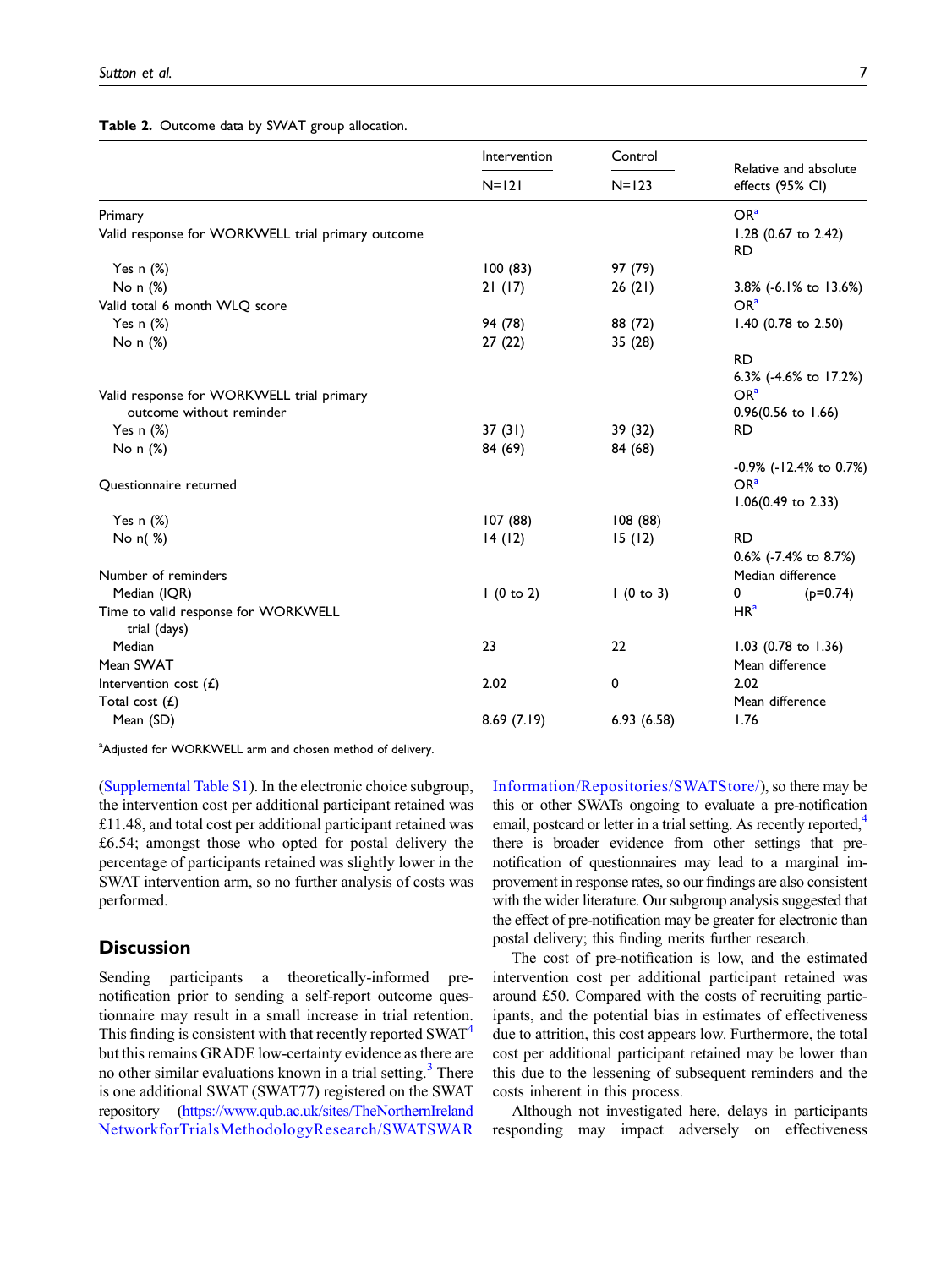**Table 2.** Outcome data by SWAT group allocation.

| | Intervention | Control | Relative and absolute effects (95% CI) |
|---|---|---|---|
| | N=121 | N=123 | |
| Primary | | | OR[a] |
| Valid response for WORKWELL trial primary outcome | | | 1.28 (0.67 to 2.42) |
| | | | RD |
| Yes n (%) | 100 (83) | 97 (79) | |
| No n (%) | 21 (17) | 26 (21) | 3.8% (-6.1% to 13.6%) |
| Valid total 6 month WLQ score | | | OR[a] |
| Yes n (%) | 94 (78) | 88 (72) | 1.40 (0.78 to 2.50) |
| No n (%) | 27 (22) | 35 (28) | |
| | | | RD |
| | | | 6.3% (-4.6% to 17.2%) |
| Valid response for WORKWELL trial primary outcome without reminder | | | OR[a] |
| | | | 0.96(0.56 to 1.66) |
| Yes n (%) | 37 (31) | 39 (32) | RD |
| No n (%) | 84 (69) | 84 (68) | |
| | | | -0.9% (-12.4% to 0.7%) |
| Questionnaire returned | | | OR[a] |
| | | | 1.06(0.49 to 2.33) |
| Yes n (%) | 107 (88) | 108 (88) | |
| No n( %) | 14 (12) | 15 (12) | RD |
| | | | 0.6% (-7.4% to 8.7%) |
| Number of reminders | | | Median difference |
| Median (IQR) | 1 (0 to 2) | 1 (0 to 3) | 0 (p=0.74) |
| Time to valid response for WORKWELL trial (days) | | | HR[a] |
| Median | 23 | 22 | 1.03 (0.78 to 1.36) |
| Mean SWAT | | | Mean difference |
| Intervention cost (£) | 2.02 | 0 | 2.02 |
| Total cost (£) | | | Mean difference |
| Mean (SD) | 8.69 (7.19) | 6.93 (6.58) | 1.76 |

[a]Adjusted for WORKWELL arm and chosen method of delivery.

(Supplemental Table S1). In the electronic choice subgroup, the intervention cost per additional participant retained was £11.48, and total cost per additional participant retained was £6.54; amongst those who opted for postal delivery the percentage of participants retained was slightly lower in the SWAT intervention arm, so no further analysis of costs was performed.

## Discussion

Sending participants a theoretically-informed pre-notification prior to sending a self-report outcome questionnaire may result in a small increase in trial retention. This finding is consistent with that recently reported SWAT[4] but this remains GRADE low-certainty evidence as there are no other similar evaluations known in a trial setting.[3] There is one additional SWAT (SWAT77) registered on the SWAT repository (https://www.qub.ac.uk/sites/TheNorthernIrelandNetworkforTrialsMethodologyResearch/SWATSWARInformation/Repositories/SWATStore/), so there may be this or other SWATs ongoing to evaluate a pre-notification email, postcard or letter in a trial setting. As recently reported,[4] there is broader evidence from other settings that pre-notification of questionnaires may lead to a marginal improvement in response rates, so our findings are also consistent with the wider literature. Our subgroup analysis suggested that the effect of pre-notification may be greater for electronic than postal delivery; this finding merits further research.

The cost of pre-notification is low, and the estimated intervention cost per additional participant retained was around £50. Compared with the costs of recruiting participants, and the potential bias in estimates of effectiveness due to attrition, this cost appears low. Furthermore, the total cost per additional participant retained may be lower than this due to the lessening of subsequent reminders and the costs inherent in this process.

Although not investigated here, delays in participants responding may impact adversely on effectiveness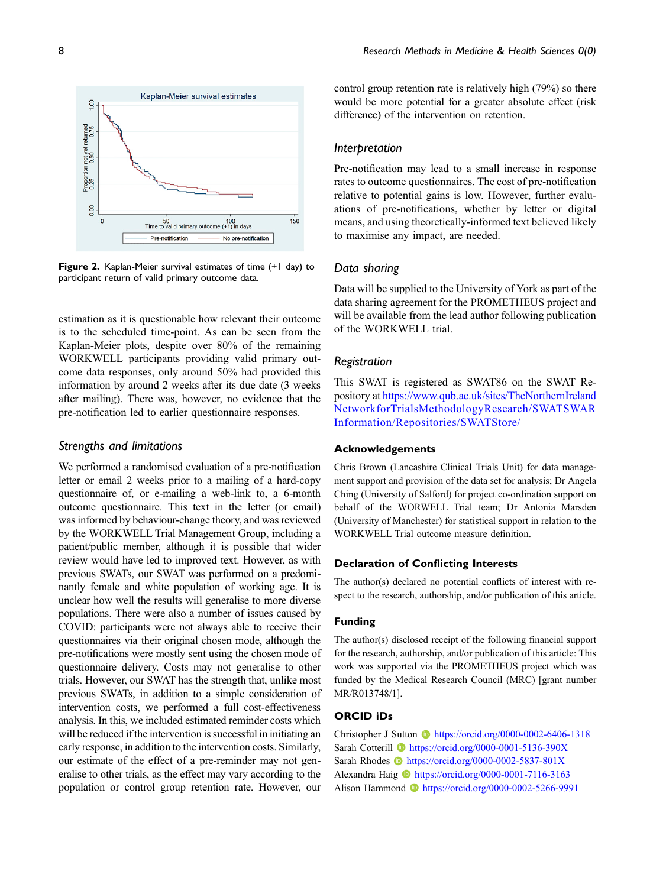Figure 2. Kaplan-Meier survival estimates of time (+1 day) to participant return of valid primary outcome data.

estimation as it is questionable how relevant their outcome is to the scheduled time-point. As can be seen from the Kaplan-Meier plots, despite over 80% of the remaining WORKWELL participants providing valid primary outcome data responses, only around 50% had provided this information by around 2 weeks after its due date (3 weeks after mailing). There was, however, no evidence that the pre-notification led to earlier questionnaire responses.

## Strengths and limitations

We performed a randomised evaluation of a pre-notification letter or email 2 weeks prior to a mailing of a hard-copy questionnaire of, or e-mailing a web-link to, a 6-month outcome questionnaire. This text in the letter (or email) was informed by behaviour-change theory, and was reviewed by the WORKWELL Trial Management Group, including a patient/public member, although it is possible that wider review would have led to improved text. However, as with previous SWATs, our SWAT was performed on a predominantly female and white population of working age. It is unclear how well the results will generalise to more diverse populations. There were also a number of issues caused by COVID: participants were not always able to receive their questionnaires via their original chosen mode, although the pre-notifications were mostly sent using the chosen mode of questionnaire delivery. Costs may not generalise to other trials. However, our SWAT has the strength that, unlike most previous SWATs, in addition to a simple consideration of intervention costs, we performed a full cost-effectiveness analysis. In this, we included estimated reminder costs which will be reduced if the intervention is successful in initiating an early response, in addition to the intervention costs. Similarly, our estimate of the effect of a pre-reminder may not generalise to other trials, as the effect may vary according to the population or control group retention rate. However, our control group retention rate is relatively high (79%) so there would be more potential for a greater absolute effect (risk difference) of the intervention on retention.

## Interpretation

Pre-notification may lead to a small increase in response rates to outcome questionnaires. The cost of pre-notification relative to potential gains is low. However, further evaluations of pre-notifications, whether by letter or digital means, and using theoretically-informed text believed likely to maximise any impact, are needed.

## Data sharing

Data will be supplied to the University of York as part of the data sharing agreement for the PROMETHEUS project and will be available from the lead author following publication of the WORKWELL trial.

## Registration

This SWAT is registered as SWAT86 on the SWAT Repository at https://www.qub.ac.uk/sites/TheNorthernIrelandNetworkforTrialsMethodologyResearch/SWATSWARInformation/Repositories/SWATStore/

## Acknowledgements

Chris Brown (Lancashire Clinical Trials Unit) for data management support and provision of the data set for analysis; Dr Angela Ching (University of Salford) for project co-ordination support on behalf of the WORWELL Trial team; Dr Antonia Marsden (University of Manchester) for statistical support in relation to the WORKWELL Trial outcome measure definition.

## Declaration of Conflicting Interests

The author(s) declared no potential conflicts of interest with respect to the research, authorship, and/or publication of this article.

## Funding

The author(s) disclosed receipt of the following financial support for the research, authorship, and/or publication of this article: This work was supported via the PROMETHEUS project which was funded by the Medical Research Council (MRC) [grant number MR/R013748/1].

## ORCID iDs

Christopher J Sutton https://orcid.org/0000-0002-6406-1318
Sarah Cotterill https://orcid.org/0000-0001-5136-390X
Sarah Rhodes https://orcid.org/0000-0002-5837-801X
Alexandra Haig https://orcid.org/0000-0001-7116-3163
Alison Hammond https://orcid.org/0000-0002-5266-9991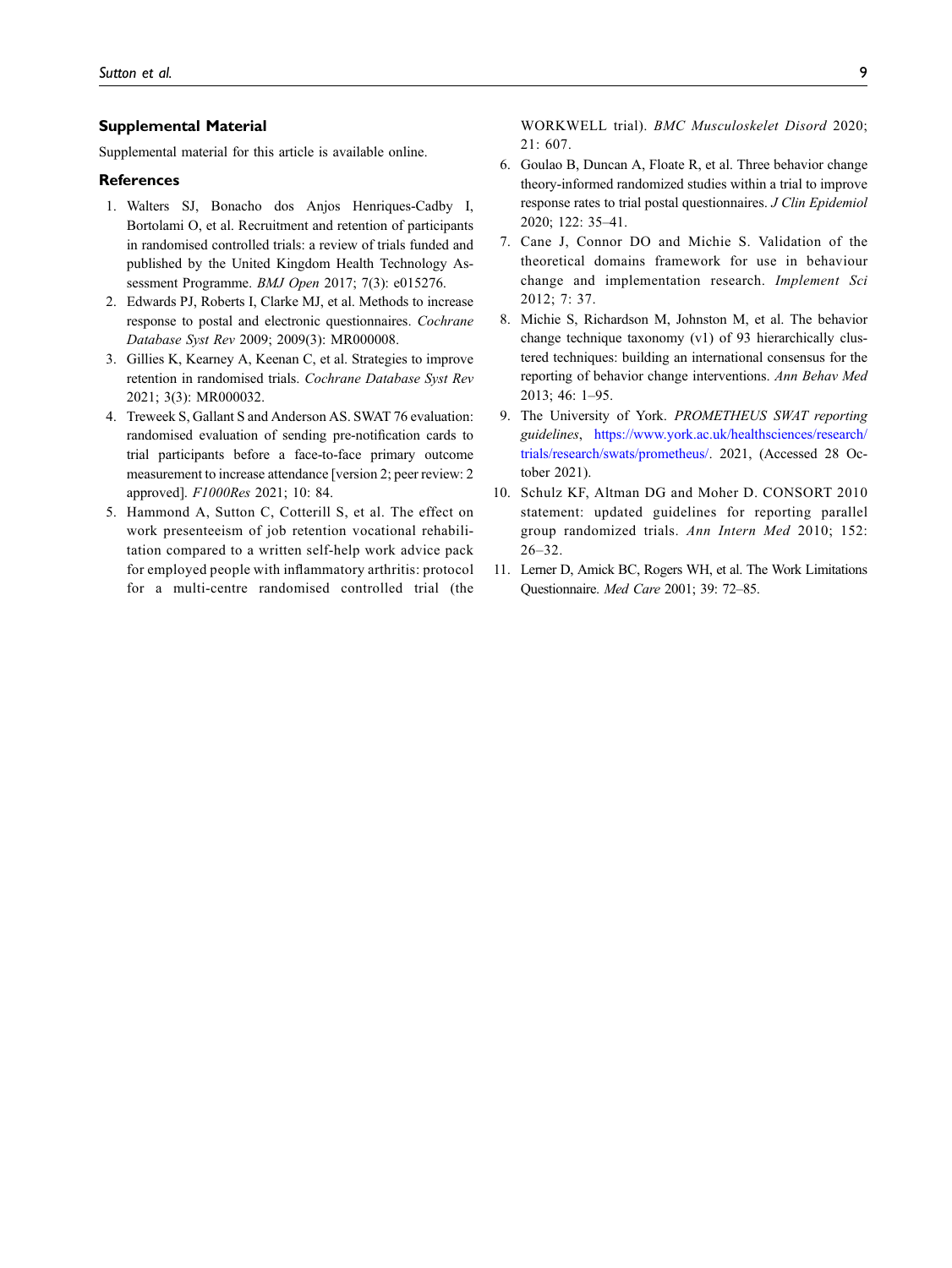## Supplemental Material

Supplemental material for this article is available online.

## References

1. Walters SJ, Bonacho dos Anjos Henriques-Cadby I, Bortolami O, et al. Recruitment and retention of participants in randomised controlled trials: a review of trials funded and published by the United Kingdom Health Technology Assessment Programme. *BMJ Open* 2017; 7(3): e015276.
2. Edwards PJ, Roberts I, Clarke MJ, et al. Methods to increase response to postal and electronic questionnaires. *Cochrane Database Syst Rev* 2009; 2009(3): MR000008.
3. Gillies K, Kearney A, Keenan C, et al. Strategies to improve retention in randomised trials. *Cochrane Database Syst Rev* 2021; 3(3): MR000032.
4. Treweek S, Gallant S and Anderson AS. SWAT 76 evaluation: randomised evaluation of sending pre-notification cards to trial participants before a face-to-face primary outcome measurement to increase attendance [version 2; peer review: 2 approved]. *F1000Res* 2021; 10: 84.
5. Hammond A, Sutton C, Cotterill S, et al. The effect on work presenteeism of job retention vocational rehabilitation compared to a written self-help work advice pack for employed people with inflammatory arthritis: protocol for a multi-centre randomised controlled trial (the WORKWELL trial). *BMC Musculoskelet Disord* 2020; 21: 607.
6. Goulao B, Duncan A, Floate R, et al. Three behavior change theory-informed randomized studies within a trial to improve response rates to trial postal questionnaires. *J Clin Epidemiol* 2020; 122: 35–41.
7. Cane J, Connor DO and Michie S. Validation of the theoretical domains framework for use in behaviour change and implementation research. *Implement Sci* 2012; 7: 37.
8. Michie S, Richardson M, Johnston M, et al. The behavior change technique taxonomy (v1) of 93 hierarchically clustered techniques: building an international consensus for the reporting of behavior change interventions. *Ann Behav Med* 2013; 46: 1–95.
9. The University of York. *PROMETHEUS SWAT reporting guidelines*, https://www.york.ac.uk/healthsciences/research/trials/research/swats/prometheus/. 2021, (Accessed 28 October 2021).
10. Schulz KF, Altman DG and Moher D. CONSORT 2010 statement: updated guidelines for reporting parallel group randomized trials. *Ann Intern Med* 2010; 152: 26–32.
11. Lerner D, Amick BC, Rogers WH, et al. The Work Limitations Questionnaire. *Med Care* 2001; 39: 72–85.